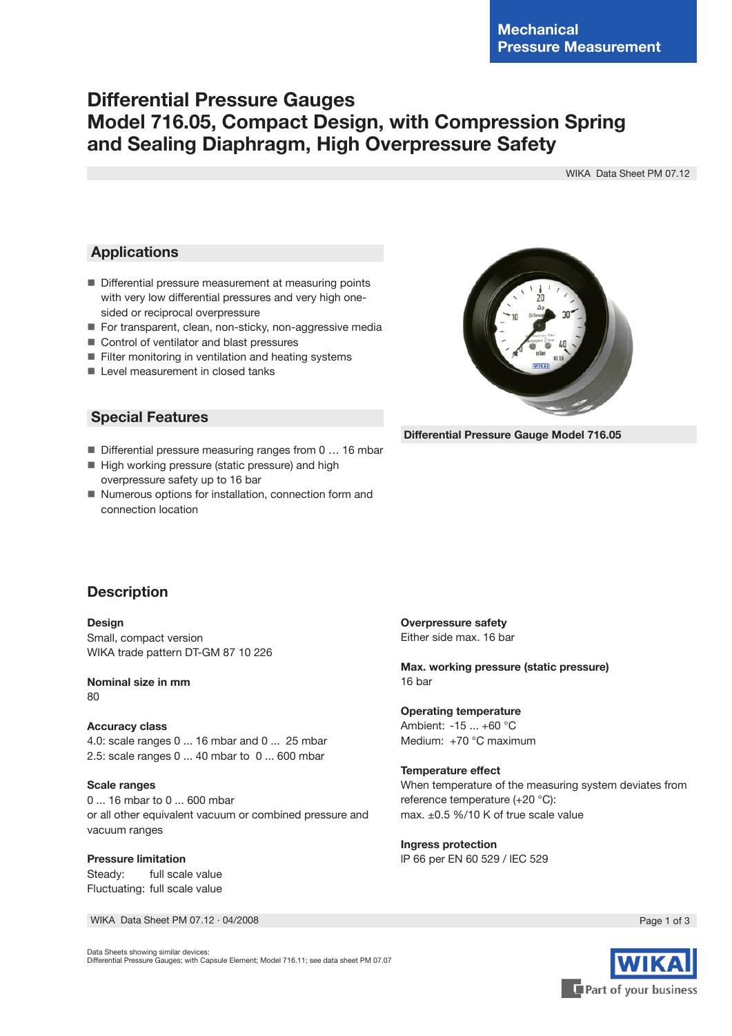Mechanical Pressure Measurement

# Differential Pressure Gauges Model 716.05, Compact Design, with Compression Spring and Sealing Diaphragm, High Overpressure Safety

WIKA Data Sheet PM 07.12

## Applications

- Differential pressure measurement at measuring points with very low differential pressures and very high one-sided or reciprocal overpressure
- For transparent, clean, non-sticky, non-aggressive media
- Control of ventilator and blast pressures
- Filter monitoring in ventilation and heating systems
- Level measurement in closed tanks

## Special Features

- Differential pressure measuring ranges from 0 … 16 mbar
- High working pressure (static pressure) and high overpressure safety up to 16 bar
- Numerous options for installation, connection form and connection location

Differential Pressure Gauge Model 716.05

## Description

**Design**
Small, compact version
WIKA trade pattern DT-GM 87 10 226

**Nominal size in mm**
80

**Accuracy class**
4.0: scale ranges 0 ... 16 mbar and 0 ... 25 mbar
2.5: scale ranges 0 ... 40 mbar to 0 ... 600 mbar

**Scale ranges**
0 ... 16 mbar to 0 ... 600 mbar
or all other equivalent vacuum or combined pressure and vacuum ranges

**Pressure limitation**
Steady: full scale value
Fluctuating: full scale value

**Overpressure safety**
Either side max. 16 bar

**Max. working pressure (static pressure)**
16 bar

**Operating temperature**
Ambient: -15 ... +60 °C
Medium: +70 °C maximum

**Temperature effect**
When temperature of the measuring system deviates from reference temperature (+20 °C):
max. ±0.5 %/10 K of true scale value

**Ingress protection**
IP 66 per EN 60 529 / IEC 529

WIKA Data Sheet PM 07.12 · 04/2008

Data Sheets showing similar devices:
Differential Pressure Gauges; with Capsule Element; Model 716.11; see data sheet PM 07.07

WIKA Part of your business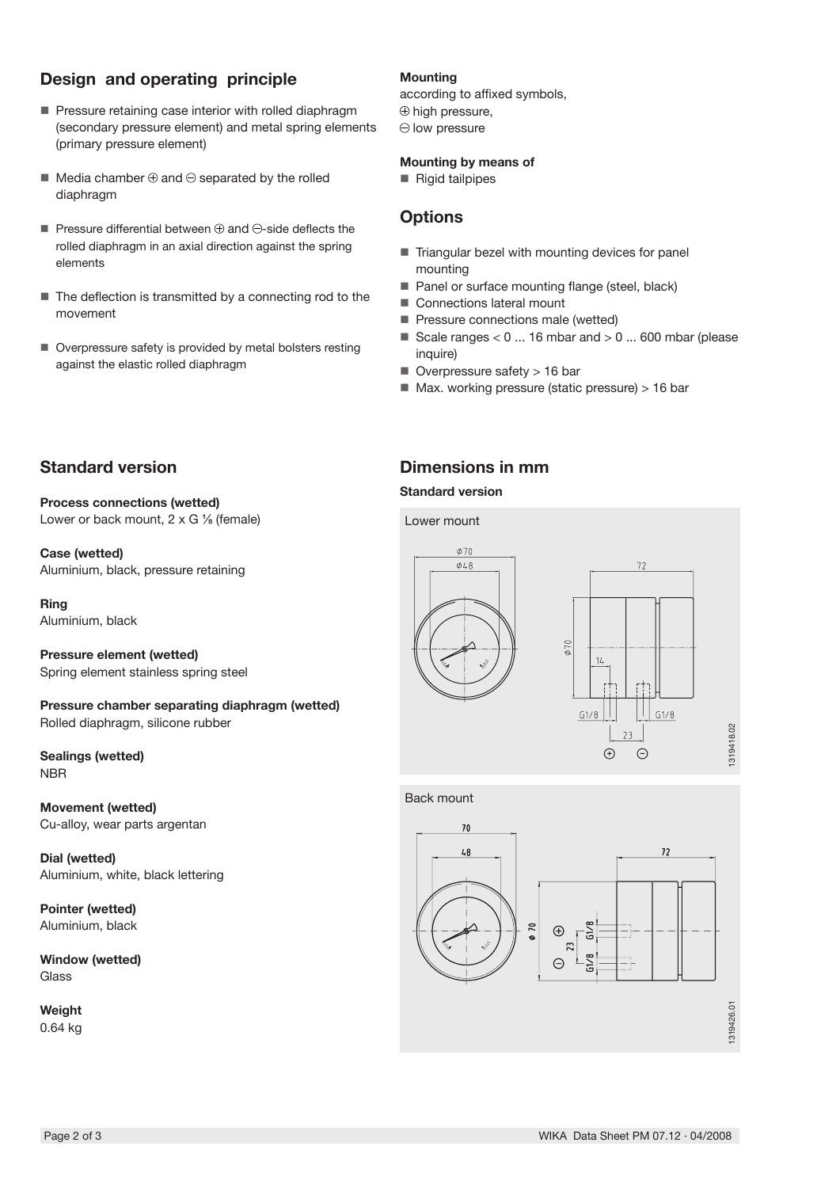## Design and operating principle

- Pressure retaining case interior with rolled diaphragm (secondary pressure element) and metal spring elements (primary pressure element)
- Media chamber ⊕ and ⊖ separated by the rolled diaphragm
- Pressure differential between ⊕ and ⊖-side deflects the rolled diaphragm in an axial direction against the spring elements
- The deflection is transmitted by a connecting rod to the movement
- Overpressure safety is provided by metal bolsters resting against the elastic rolled diaphragm

**Mounting**
according to affixed symbols,
⊕ high pressure,
⊖ low pressure

**Mounting by means of**

- Rigid tailpipes

## Options

- Triangular bezel with mounting devices for panel mounting
- Panel or surface mounting flange (steel, black)
- Connections lateral mount
- Pressure connections male (wetted)
- Scale ranges < 0 ... 16 mbar and > 0 ... 600 mbar (please inquire)
- Overpressure safety > 16 bar
- Max. working pressure (static pressure) > 16 bar

## Standard version

**Process connections (wetted)**
Lower or back mount, 2 x G ⅛ (female)

**Case (wetted)**
Aluminium, black, pressure retaining

**Ring**
Aluminium, black

**Pressure element (wetted)**
Spring element stainless spring steel

**Pressure chamber separating diaphragm (wetted)**
Rolled diaphragm, silicone rubber

**Sealings (wetted)**
NBR

**Movement (wetted)**
Cu-alloy, wear parts argentan

**Dial (wetted)**
Aluminium, white, black lettering

**Pointer (wetted)**
Aluminium, black

**Window (wetted)**
Glass

**Weight**
0.64 kg

## Dimensions in mm

**Standard version**

Lower mount

Ø70, Ø48, 72, 14, G1/8, G1/8, 23, ⊕, ⊖

1319418.02

Back mount

70, 48, 72, ø 70, ⊕, ⊖, 23, G1/8, G1/8

1319426.01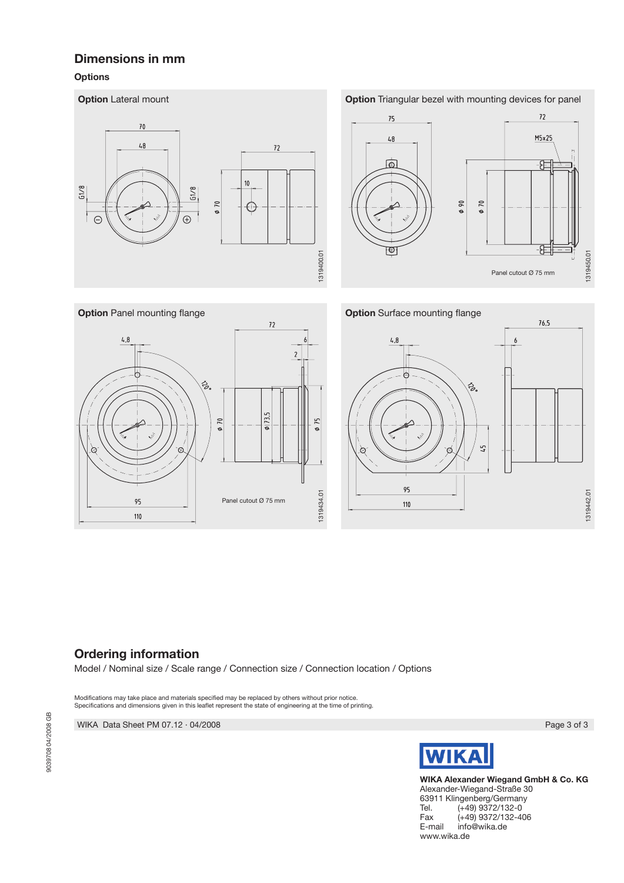## Dimensions in mm

### Options

**Option** Lateral mount

70
48
G1/8
G1/8
72
10
ø 70
1319400.01

**Option** Triangular bezel with mounting devices for panel

75
48
72
M5x25
ø 90
ø 70
Panel cutout Ø 75 mm
1319450.01

**Option** Panel mounting flange

4,8
120°
95
110
72
6
2
ø 70
ø 73,5
ø 75
Panel cutout Ø 75 mm
1319434.01

**Option** Surface mounting flange

4,8
120°
45
95
110
76,5
6
1319442.01

## Ordering information

Model / Nominal size / Scale range / Connection size / Connection location / Options

Modifications may take place and materials specified may be replaced by others without prior notice.
Specifications and dimensions given in this leaflet represent the state of engineering at the time of printing.

9039708 04/2008 GB

WIKA Data Sheet PM 07.12 · 04/2008

WIKA

**WIKA Alexander Wiegand GmbH & Co. KG**
Alexander-Wiegand-Straße 30
63911 Klingenberg/Germany
Tel. (+49) 9372/132-0
Fax (+49) 9372/132-406
E-mail info@wika.de
www.wika.de